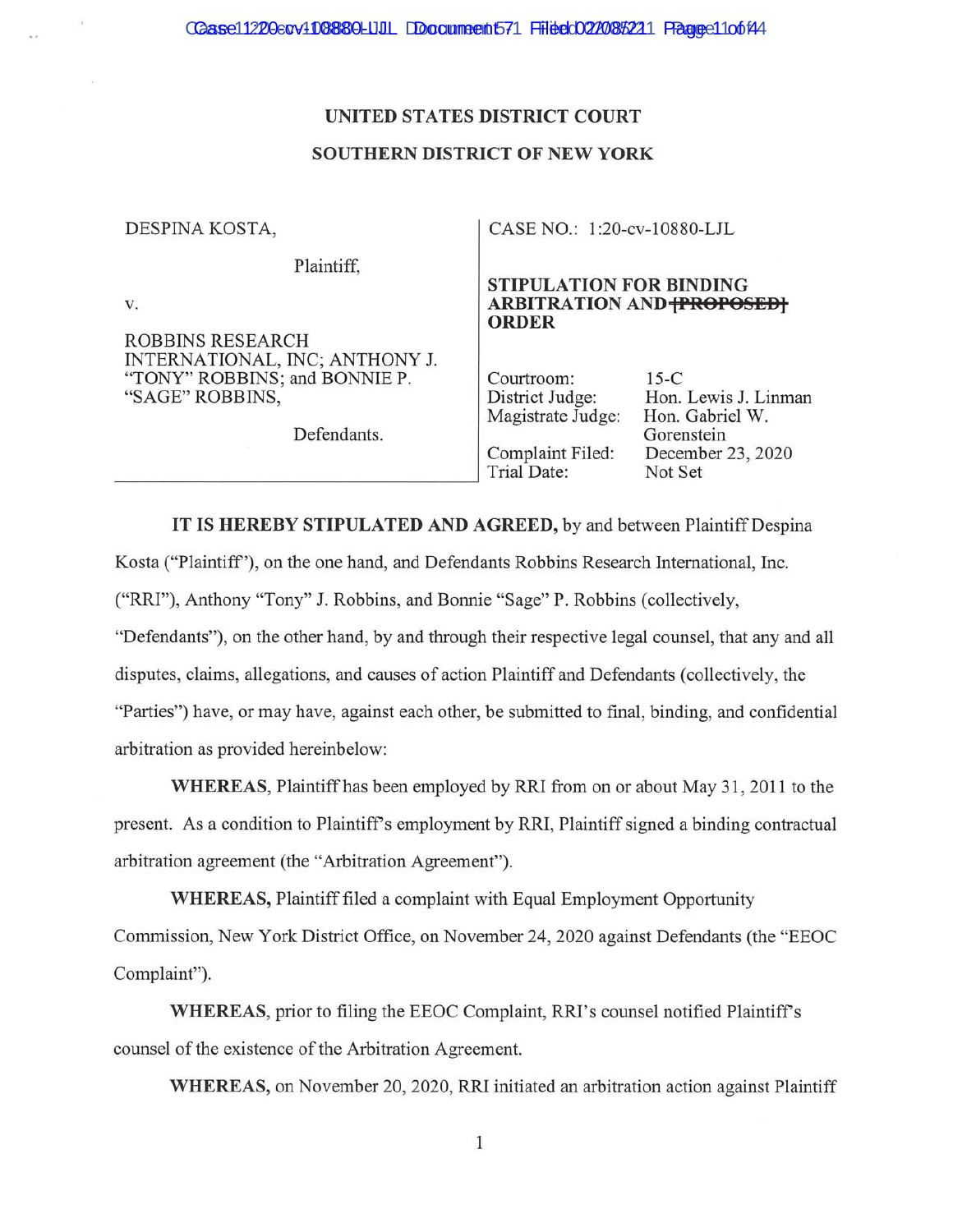**UNITED STATES DISTRICT COURT**

**SOUTHERN DISTRICT OF NEW YORK**

| | |
|---|---|
| DESPINA KOSTA,<br><br>Plaintiff,<br><br>v.<br><br>ROBBINS RESEARCH INTERNATIONAL, INC; ANTHONY J. "TONY" ROBBINS; and BONNIE P. "SAGE" ROBBINS,<br><br>Defendants. | CASE NO.: 1:20-cv-10880-LJL<br><br>**STIPULATION FOR BINDING ARBITRATION AND ~~[PROPOSED]~~ ORDER**<br><br>Courtroom: 15-C<br>District Judge: Hon. Lewis J. Linman<br>Magistrate Judge: Hon. Gabriel W. Gorenstein<br>Complaint Filed: December 23, 2020<br>Trial Date: Not Set |

**IT IS HEREBY STIPULATED AND AGREED,** by and between Plaintiff Despina Kosta ("Plaintiff"), on the one hand, and Defendants Robbins Research International, Inc. ("RRI"), Anthony "Tony" J. Robbins, and Bonnie "Sage" P. Robbins (collectively, "Defendants"), on the other hand, by and through their respective legal counsel, that any and all disputes, claims, allegations, and causes of action Plaintiff and Defendants (collectively, the "Parties") have, or may have, against each other, be submitted to final, binding, and confidential arbitration as provided hereinbelow:

**WHEREAS**, Plaintiff has been employed by RRI from on or about May 31, 2011 to the present. As a condition to Plaintiff's employment by RRI, Plaintiff signed a binding contractual arbitration agreement (the "Arbitration Agreement").

**WHEREAS,** Plaintiff filed a complaint with Equal Employment Opportunity Commission, New York District Office, on November 24, 2020 against Defendants (the "EEOC Complaint").

**WHEREAS,** prior to filing the EEOC Complaint, RRI's counsel notified Plaintiff's counsel of the existence of the Arbitration Agreement.

**WHEREAS,** on November 20, 2020, RRI initiated an arbitration action against Plaintiff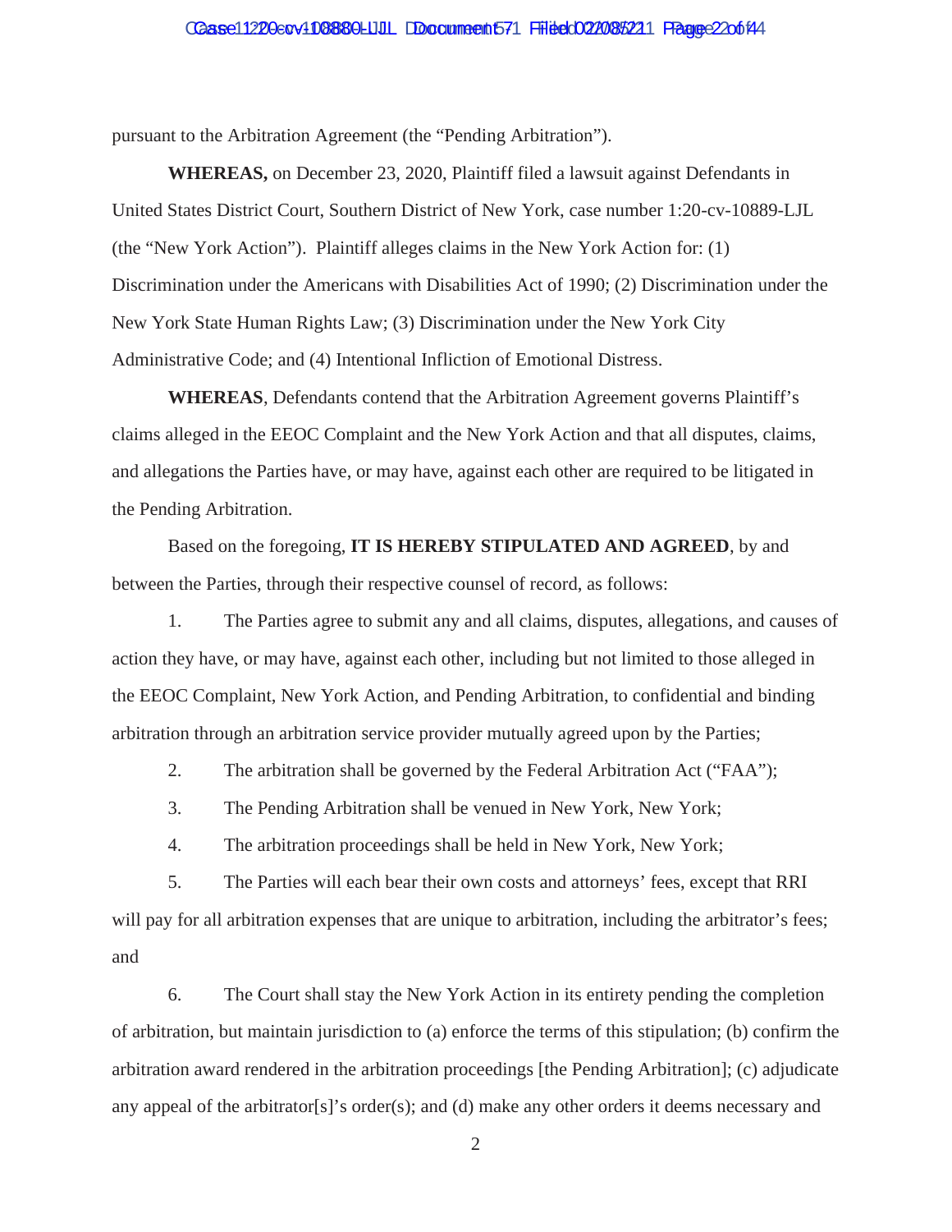pursuant to the Arbitration Agreement (the "Pending Arbitration").

**WHEREAS,** on December 23, 2020, Plaintiff filed a lawsuit against Defendants in United States District Court, Southern District of New York, case number 1:20-cv-10889-LJL (the "New York Action"). Plaintiff alleges claims in the New York Action for: (1) Discrimination under the Americans with Disabilities Act of 1990; (2) Discrimination under the New York State Human Rights Law; (3) Discrimination under the New York City Administrative Code; and (4) Intentional Infliction of Emotional Distress.

**WHEREAS**, Defendants contend that the Arbitration Agreement governs Plaintiff's claims alleged in the EEOC Complaint and the New York Action and that all disputes, claims, and allegations the Parties have, or may have, against each other are required to be litigated in the Pending Arbitration.

Based on the foregoing, **IT IS HEREBY STIPULATED AND AGREED**, by and between the Parties, through their respective counsel of record, as follows:

1. The Parties agree to submit any and all claims, disputes, allegations, and causes of action they have, or may have, against each other, including but not limited to those alleged in the EEOC Complaint, New York Action, and Pending Arbitration, to confidential and binding arbitration through an arbitration service provider mutually agreed upon by the Parties;

2. The arbitration shall be governed by the Federal Arbitration Act ("FAA");

3. The Pending Arbitration shall be venued in New York, New York;

4. The arbitration proceedings shall be held in New York, New York;

5. The Parties will each bear their own costs and attorneys' fees, except that RRI will pay for all arbitration expenses that are unique to arbitration, including the arbitrator's fees; and

6. The Court shall stay the New York Action in its entirety pending the completion of arbitration, but maintain jurisdiction to (a) enforce the terms of this stipulation; (b) confirm the arbitration award rendered in the arbitration proceedings [the Pending Arbitration]; (c) adjudicate any appeal of the arbitrator[s]'s order(s); and (d) make any other orders it deems necessary and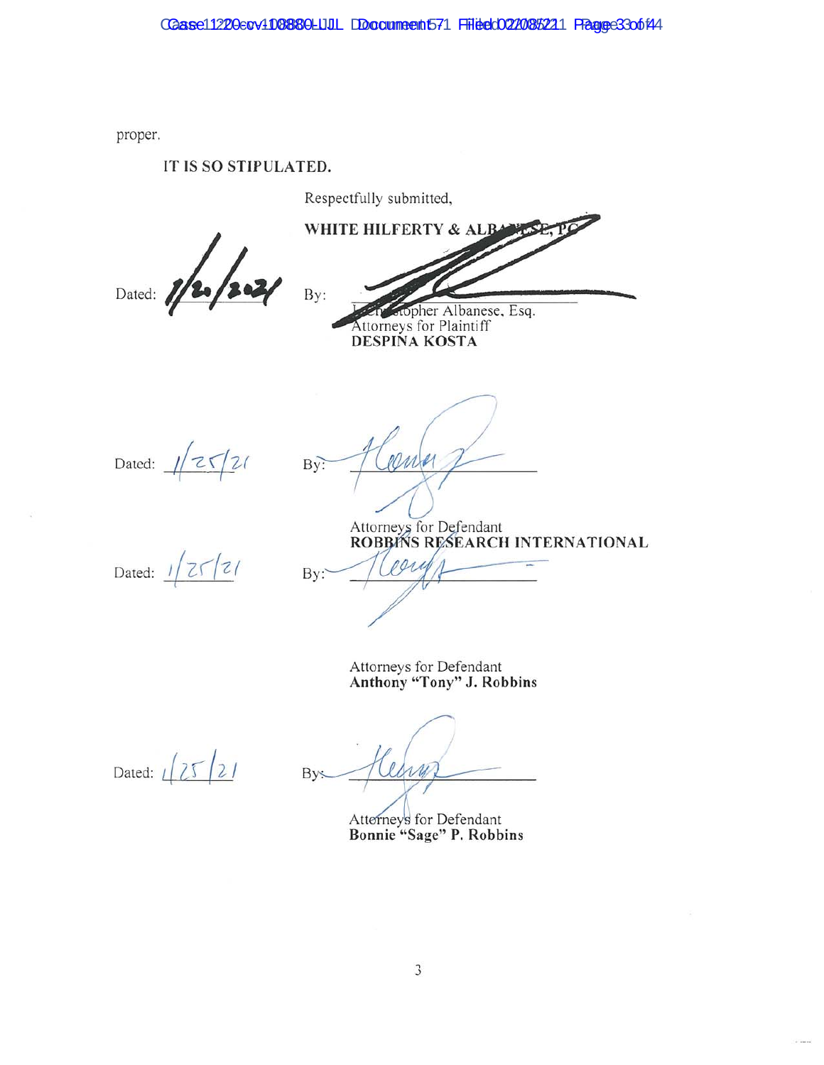proper.

**IT IS SO STIPULATED.**

Respectfully submitted,

**WHITE HILFERTY & ALBANESE, PC**

Dated: 1/20/2021

By: ______________________
Christopher Albanese, Esq.
Attorneys for Plaintiff
**DESPINA KOSTA**

Dated: 1/25/21

By: ______________________

Attorneys for Defendant
**ROBBINS RESEARCH INTERNATIONAL**

Dated: 1/25/21

By: ______________________

Attorneys for Defendant
**Anthony "Tony" J. Robbins**

Dated: 1/25/21

By: ______________________

Attorneys for Defendant
**Bonnie "Sage" P. Robbins**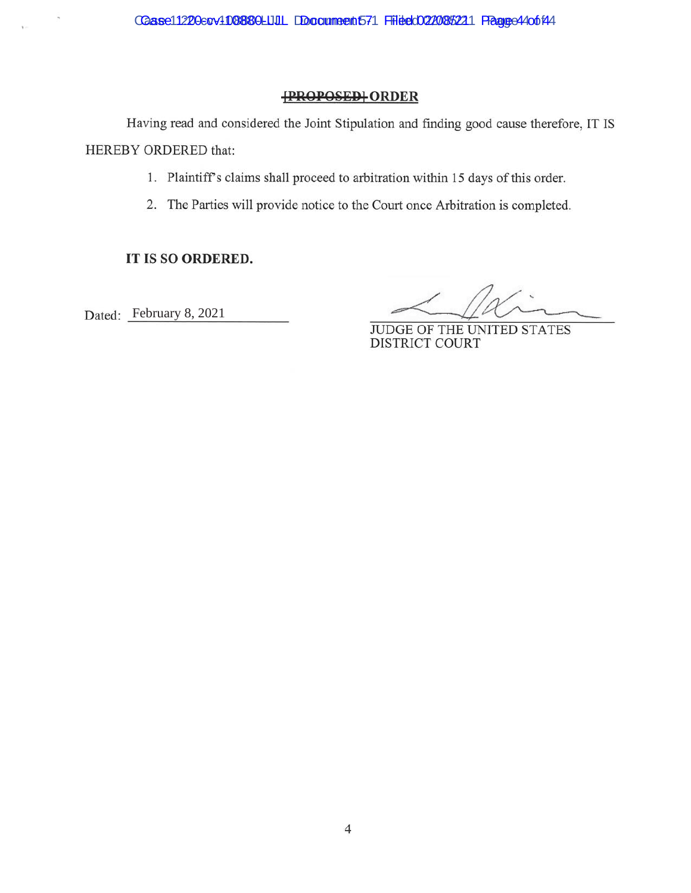## ~~[PROPOSED]~~ ORDER

Having read and considered the Joint Stipulation and finding good cause therefore, IT IS HEREBY ORDERED that:

1. Plaintiff's claims shall proceed to arbitration within 15 days of this order.
2. The Parties will provide notice to the Court once Arbitration is completed.

**IT IS SO ORDERED.**

Dated: February 8, 2021

JUDGE OF THE UNITED STATES DISTRICT COURT